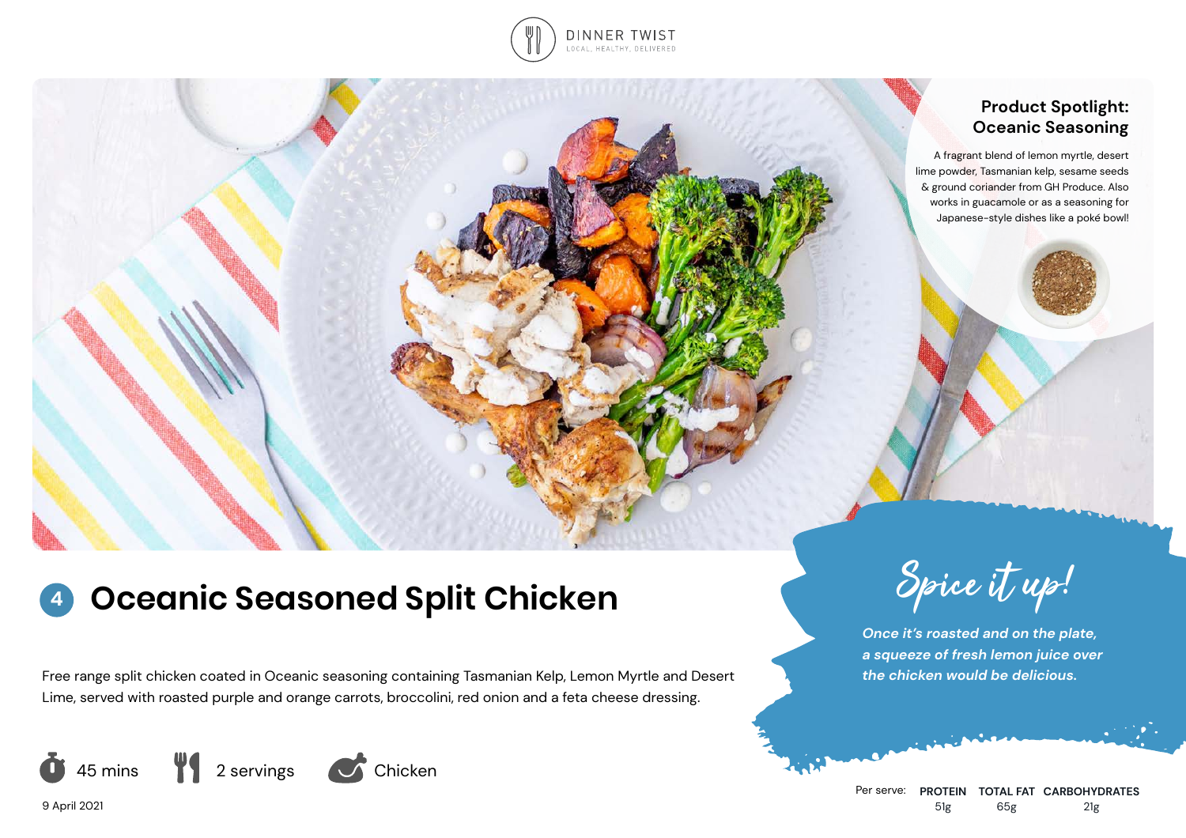DINNER TWIST
LOCAL, HEALTHY, DELIVERED

## Product Spotlight: Oceanic Seasoning

A fragrant blend of lemon myrtle, desert lime powder, Tasmanian kelp, sesame seeds & ground coriander from GH Produce. Also works in guacamole or as a seasoning for Japanese-style dishes like a poké bowl!

# 4 Oceanic Seasoned Split Chicken

Free range split chicken coated in Oceanic seasoning containing Tasmanian Kelp, Lemon Myrtle and Desert Lime, served with roasted purple and orange carrots, broccolini, red onion and a feta cheese dressing.

45 mins | 2 servings | Chicken

9 April 2021

## Spice it up!

*Once it's roasted and on the plate, a squeeze of fresh lemon juice over the chicken would be delicious.*

| Per serve: | PROTEIN | TOTAL FAT | CARBOHYDRATES |
|---|---|---|---|
| | 51g | 65g | 21g |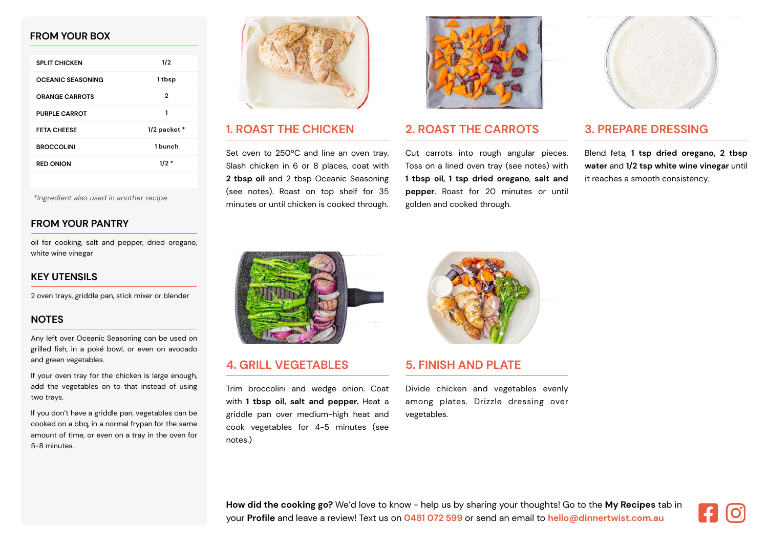## FROM YOUR BOX

| | |
|---|---|
| SPLIT CHICKEN | 1/2 |
| OCEANIC SEASONING | 1 tbsp |
| ORANGE CARROTS | 2 |
| PURPLE CARROT | 1 |
| FETA CHEESE | 1/2 packet * |
| BROCCOLINI | 1 bunch |
| RED ONION | 1/2 * |

*\*Ingredient also used in another recipe*

## FROM YOUR PANTRY

oil for cooking, salt and pepper, dried oregano, white wine vinegar

## KEY UTENSILS

2 oven trays, griddle pan, stick mixer or blender

## NOTES

Any left over Oceanic Seasoning can be used on grilled fish, in a poké bowl, or even on avocado and green vegetables.

If your oven tray for the chicken is large enough, add the vegetables on to that instead of using two trays.

If you don't have a griddle pan, vegetables can be cooked on a bbq, in a normal frypan for the same amount of time, or even on a tray in the oven for 5-8 minutes.

## 1. ROAST THE CHICKEN

Set oven to 250°C and line an oven tray. Slash chicken in 6 or 8 places, coat with **2 tbsp oil** and 2 tbsp Oceanic Seasoning (see notes). Roast on top shelf for 35 minutes or until chicken is cooked through.

## 2. ROAST THE CARROTS

Cut carrots into rough angular pieces. Toss on a lined oven tray (see notes) with **1 tbsp oil, 1 tsp dried oregano, salt and pepper**. Roast for 20 minutes or until golden and cooked through.

## 3. PREPARE DRESSING

Blend feta, **1 tsp dried oregano, 2 tbsp water** and **1/2 tsp white wine vinegar** until it reaches a smooth consistency.

## 4. GRILL VEGETABLES

Trim broccolini and wedge onion. Coat with **1 tbsp oil, salt and pepper.** Heat a griddle pan over medium-high heat and cook vegetables for 4-5 minutes (see notes.)

## 5. FINISH AND PLATE

Divide chicken and vegetables evenly among plates. Drizzle dressing over vegetables.

**How did the cooking go?** We'd love to know - help us by sharing your thoughts! Go to the **My Recipes** tab in your **Profile** and leave a review! Text us on 0481 072 599 or send an email to hello@dinnertwist.com.au